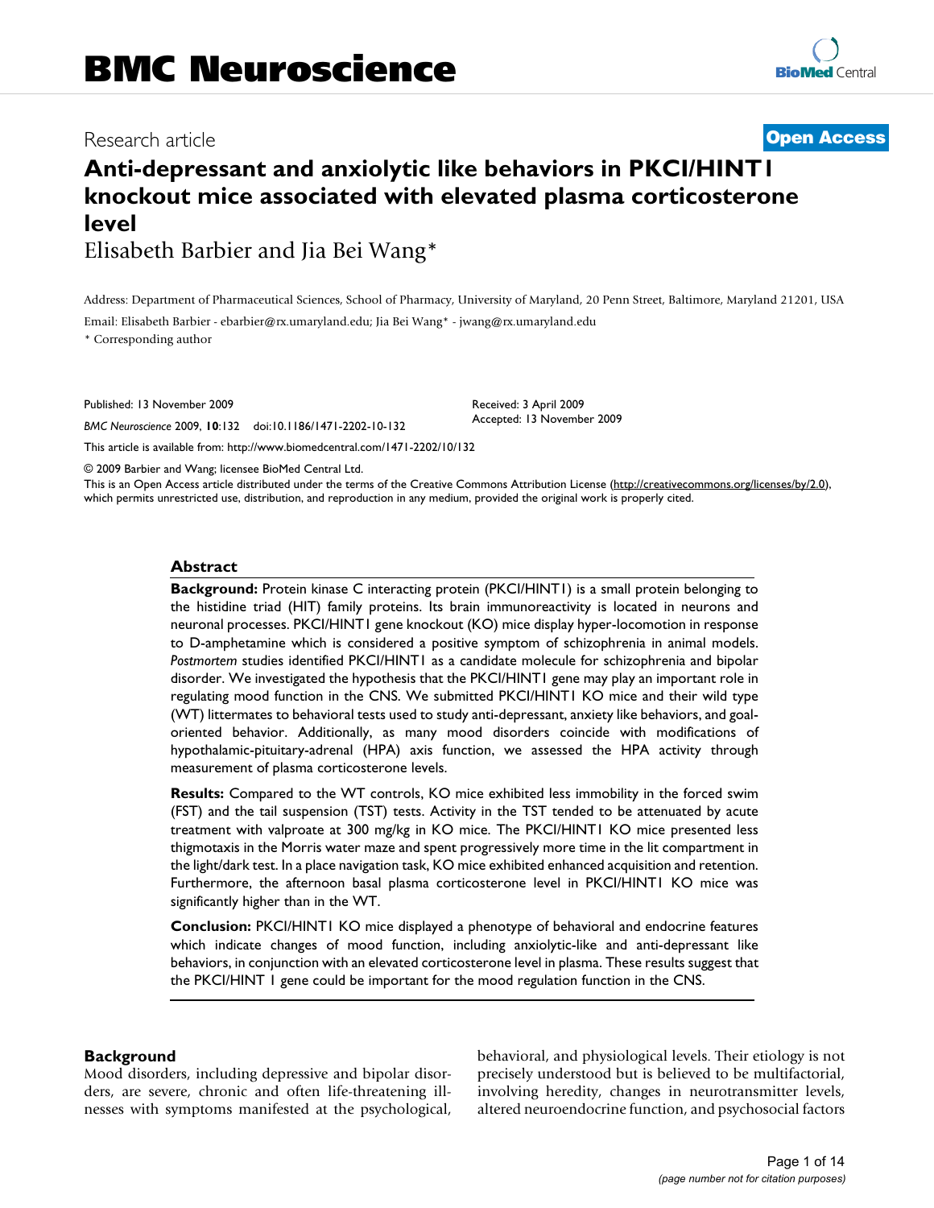# BMC Neuroscience

Research article **Open Access**

# Anti-depressant and anxiolytic like behaviors in PKCI/HINT1 knockout mice associated with elevated plasma corticosterone level

Elisabeth Barbier and Jia Bei Wang*

Address: Department of Pharmaceutical Sciences, School of Pharmacy, University of Maryland, 20 Penn Street, Baltimore, Maryland 21201, USA

Email: Elisabeth Barbier - ebarbier@rx.umaryland.edu; Jia Bei Wang* - jwang@rx.umaryland.edu

* Corresponding author

Published: 13 November 2009

*BMC Neuroscience* 2009, **10**:132 doi:10.1186/1471-2202-10-132

Received: 3 April 2009
Accepted: 13 November 2009

This article is available from: http://www.biomedcentral.com/1471-2202/10/132

© 2009 Barbier and Wang; licensee BioMed Central Ltd.

This is an Open Access article distributed under the terms of the Creative Commons Attribution License (http://creativecommons.org/licenses/by/2.0), which permits unrestricted use, distribution, and reproduction in any medium, provided the original work is properly cited.

## Abstract

**Background:** Protein kinase C interacting protein (PKCI/HINT1) is a small protein belonging to the histidine triad (HIT) family proteins. Its brain immunoreactivity is located in neurons and neuronal processes. PKCI/HINT1 gene knockout (KO) mice display hyper-locomotion in response to D-amphetamine which is considered a positive symptom of schizophrenia in animal models. *Postmortem* studies identified PKCI/HINT1 as a candidate molecule for schizophrenia and bipolar disorder. We investigated the hypothesis that the PKCI/HINT1 gene may play an important role in regulating mood function in the CNS. We submitted PKCI/HINT1 KO mice and their wild type (WT) littermates to behavioral tests used to study anti-depressant, anxiety like behaviors, and goal-oriented behavior. Additionally, as many mood disorders coincide with modifications of hypothalamic-pituitary-adrenal (HPA) axis function, we assessed the HPA activity through measurement of plasma corticosterone levels.

**Results:** Compared to the WT controls, KO mice exhibited less immobility in the forced swim (FST) and the tail suspension (TST) tests. Activity in the TST tended to be attenuated by acute treatment with valproate at 300 mg/kg in KO mice. The PKCI/HINT1 KO mice presented less thigmotaxis in the Morris water maze and spent progressively more time in the lit compartment in the light/dark test. In a place navigation task, KO mice exhibited enhanced acquisition and retention. Furthermore, the afternoon basal plasma corticosterone level in PKCI/HINT1 KO mice was significantly higher than in the WT.

**Conclusion:** PKCI/HINT1 KO mice displayed a phenotype of behavioral and endocrine features which indicate changes of mood function, including anxiolytic-like and anti-depressant like behaviors, in conjunction with an elevated corticosterone level in plasma. These results suggest that the PKCI/HINT 1 gene could be important for the mood regulation function in the CNS.

## Background

Mood disorders, including depressive and bipolar disorders, are severe, chronic and often life-threatening illnesses with symptoms manifested at the psychological, behavioral, and physiological levels. Their etiology is not precisely understood but is believed to be multifactorial, involving heredity, changes in neurotransmitter levels, altered neuroendocrine function, and psychosocial factors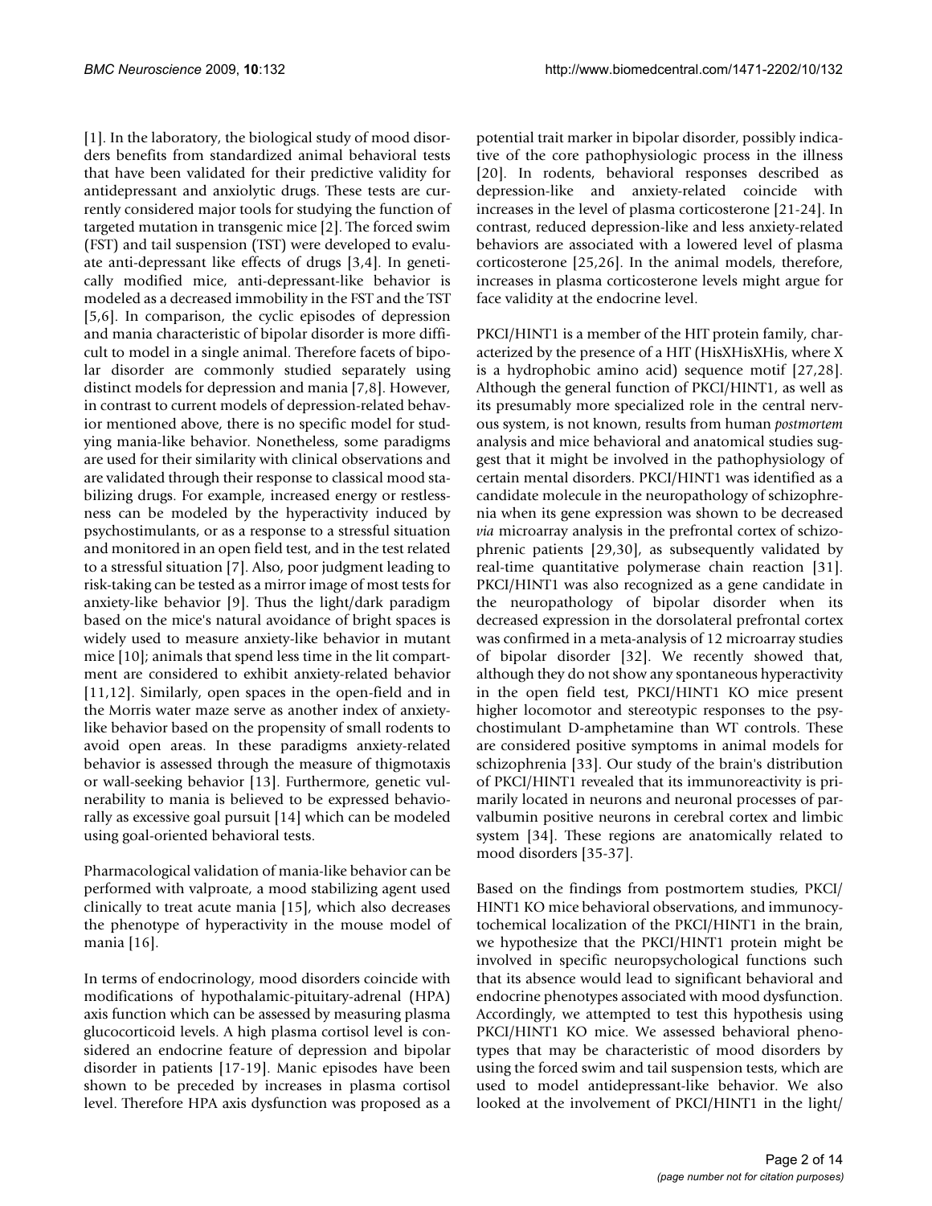[1]. In the laboratory, the biological study of mood disorders benefits from standardized animal behavioral tests that have been validated for their predictive validity for antidepressant and anxiolytic drugs. These tests are currently considered major tools for studying the function of targeted mutation in transgenic mice [2]. The forced swim (FST) and tail suspension (TST) were developed to evaluate anti-depressant like effects of drugs [3,4]. In genetically modified mice, anti-depressant-like behavior is modeled as a decreased immobility in the FST and the TST [5,6]. In comparison, the cyclic episodes of depression and mania characteristic of bipolar disorder is more difficult to model in a single animal. Therefore facets of bipolar disorder are commonly studied separately using distinct models for depression and mania [7,8]. However, in contrast to current models of depression-related behavior mentioned above, there is no specific model for studying mania-like behavior. Nonetheless, some paradigms are used for their similarity with clinical observations and are validated through their response to classical mood stabilizing drugs. For example, increased energy or restlessness can be modeled by the hyperactivity induced by psychostimulants, or as a response to a stressful situation and monitored in an open field test, and in the test related to a stressful situation [7]. Also, poor judgment leading to risk-taking can be tested as a mirror image of most tests for anxiety-like behavior [9]. Thus the light/dark paradigm based on the mice's natural avoidance of bright spaces is widely used to measure anxiety-like behavior in mutant mice [10]; animals that spend less time in the lit compartment are considered to exhibit anxiety-related behavior [11,12]. Similarly, open spaces in the open-field and in the Morris water maze serve as another index of anxiety-like behavior based on the propensity of small rodents to avoid open areas. In these paradigms anxiety-related behavior is assessed through the measure of thigmotaxis or wall-seeking behavior [13]. Furthermore, genetic vulnerability to mania is believed to be expressed behaviorally as excessive goal pursuit [14] which can be modeled using goal-oriented behavioral tests.

Pharmacological validation of mania-like behavior can be performed with valproate, a mood stabilizing agent used clinically to treat acute mania [15], which also decreases the phenotype of hyperactivity in the mouse model of mania [16].

In terms of endocrinology, mood disorders coincide with modifications of hypothalamic-pituitary-adrenal (HPA) axis function which can be assessed by measuring plasma glucocorticoid levels. A high plasma cortisol level is considered an endocrine feature of depression and bipolar disorder in patients [17-19]. Manic episodes have been shown to be preceded by increases in plasma cortisol level. Therefore HPA axis dysfunction was proposed as a potential trait marker in bipolar disorder, possibly indicative of the core pathophysiologic process in the illness [20]. In rodents, behavioral responses described as depression-like and anxiety-related coincide with increases in the level of plasma corticosterone [21-24]. In contrast, reduced depression-like and less anxiety-related behaviors are associated with a lowered level of plasma corticosterone [25,26]. In the animal models, therefore, increases in plasma corticosterone levels might argue for face validity at the endocrine level.

PKCI/HINT1 is a member of the HIT protein family, characterized by the presence of a HIT (HisXHisXHis, where X is a hydrophobic amino acid) sequence motif [27,28]. Although the general function of PKCI/HINT1, as well as its presumably more specialized role in the central nervous system, is not known, results from human *postmortem* analysis and mice behavioral and anatomical studies suggest that it might be involved in the pathophysiology of certain mental disorders. PKCI/HINT1 was identified as a candidate molecule in the neuropathology of schizophrenia when its gene expression was shown to be decreased *via* microarray analysis in the prefrontal cortex of schizophrenic patients [29,30], as subsequently validated by real-time quantitative polymerase chain reaction [31]. PKCI/HINT1 was also recognized as a gene candidate in the neuropathology of bipolar disorder when its decreased expression in the dorsolateral prefrontal cortex was confirmed in a meta-analysis of 12 microarray studies of bipolar disorder [32]. We recently showed that, although they do not show any spontaneous hyperactivity in the open field test, PKCI/HINT1 KO mice present higher locomotor and stereotypic responses to the psychostimulant D-amphetamine than WT controls. These are considered positive symptoms in animal models for schizophrenia [33]. Our study of the brain's distribution of PKCI/HINT1 revealed that its immunoreactivity is primarily located in neurons and neuronal processes of parvalbumin positive neurons in cerebral cortex and limbic system [34]. These regions are anatomically related to mood disorders [35-37].

Based on the findings from postmortem studies, PKCI/HINT1 KO mice behavioral observations, and immunocytochemical localization of the PKCI/HINT1 in the brain, we hypothesize that the PKCI/HINT1 protein might be involved in specific neuropsychological functions such that its absence would lead to significant behavioral and endocrine phenotypes associated with mood dysfunction. Accordingly, we attempted to test this hypothesis using PKCI/HINT1 KO mice. We assessed behavioral phenotypes that may be characteristic of mood disorders by using the forced swim and tail suspension tests, which are used to model antidepressant-like behavior. We also looked at the involvement of PKCI/HINT1 in the light/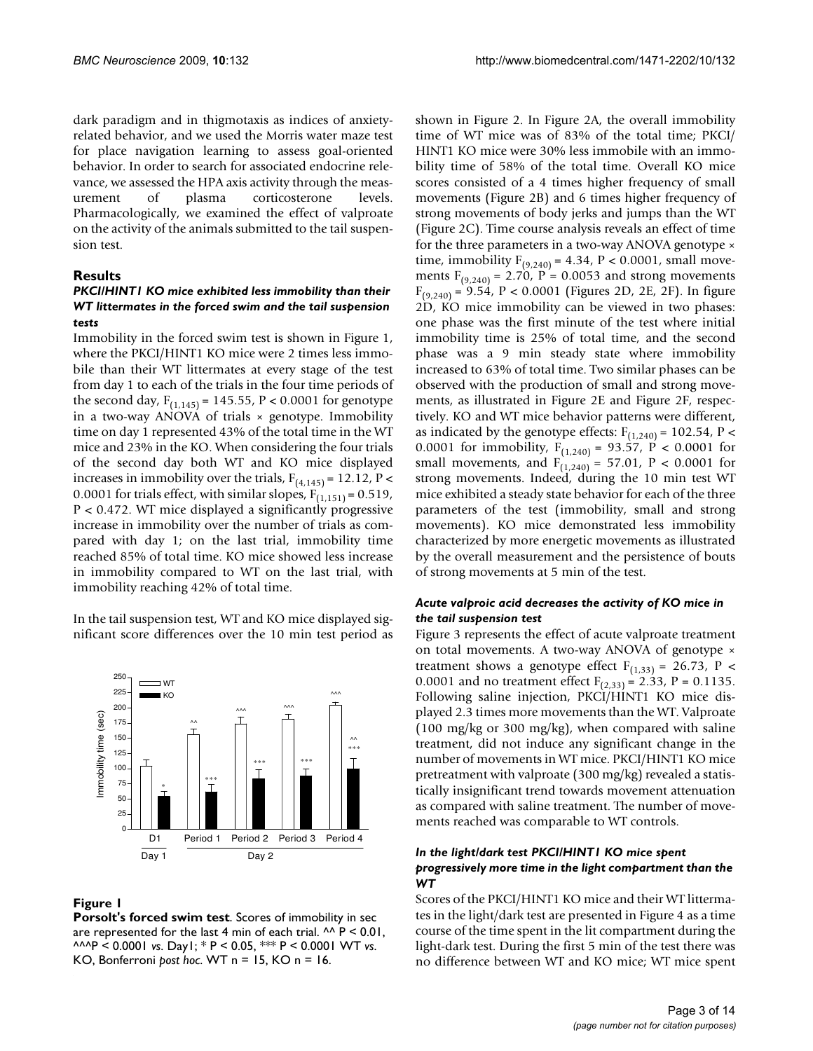dark paradigm and in thigmotaxis as indices of anxiety-related behavior, and we used the Morris water maze test for place navigation learning to assess goal-oriented behavior. In order to search for associated endocrine relevance, we assessed the HPA axis activity through the measurement of plasma corticosterone levels. Pharmacologically, we examined the effect of valproate on the activity of the animals submitted to the tail suspension test.

## Results

### *PKCI/HINT1 KO mice exhibited less immobility than their WT littermates in the forced swim and the tail suspension tests*

Immobility in the forced swim test is shown in Figure 1, where the PKCI/HINT1 KO mice were 2 times less immobile than their WT littermates at every stage of the test from day 1 to each of the trials in the four time periods of the second day, $F_{(1,145)} = 145.55$, $P < 0.0001$ for genotype in a two-way ANOVA of trials × genotype. Immobility time on day 1 represented 43% of the total time in the WT mice and 23% in the KO. When considering the four trials of the second day both WT and KO mice displayed increases in immobility over the trials, $F_{(4,145)} = 12.12$, $P < 0.0001$ for trials effect, with similar slopes, $F_{(1,151)} = 0.519$, $P < 0.472$. WT mice displayed a significantly progressive increase in immobility over the number of trials as compared with day 1; on the last trial, immobility time reached 85% of total time. KO mice showed less increase in immobility compared to WT on the last trial, with immobility reaching 42% of total time.

In the tail suspension test, WT and KO mice displayed significant score differences over the 10 min test period as shown in Figure 2. In Figure 2A, the overall immobility time of WT mice was of 83% of the total time; PKCI/HINT1 KO mice were 30% less immobile with an immobility time of 58% of the total time. Overall KO mice scores consisted of a 4 times higher frequency of small movements (Figure 2B) and 6 times higher frequency of strong movements of body jerks and jumps than the WT (Figure 2C). Time course analysis reveals an effect of time for the three parameters in a two-way ANOVA genotype × time, immobility $F_{(9,240)} = 4.34$, $P < 0.0001$, small movements $F_{(9,240)} = 2.70$, $P = 0.0053$ and strong movements $F_{(9,240)} = 9.54$, $P < 0.0001$ (Figures 2D, 2E, 2F). In figure 2D, KO mice immobility can be viewed in two phases: one phase was the first minute of the test where initial immobility time is 25% of total time, and the second phase was a 9 min steady state where immobility increased to 63% of total time. Two similar phases can be observed with the production of small and strong movements, as illustrated in Figure 2E and Figure 2F, respectively. KO and WT mice behavior patterns were different, as indicated by the genotype effects: $F_{(1,240)} = 102.54$, $P < 0.0001$ for immobility, $F_{(1,240)} = 93.57$, $P < 0.0001$ for small movements, and $F_{(1,240)} = 57.01$, $P < 0.0001$ for strong movements. Indeed, during the 10 min test WT mice exhibited a steady state behavior for each of the three parameters of the test (immobility, small and strong movements). KO mice demonstrated less immobility characterized by more energetic movements as illustrated by the overall measurement and the persistence of bouts of strong movements at 5 min of the test.

**Figure 1**

**Porsolt's forced swim test**. Scores of immobility in sec are represented for the last 4 min of each trial. ^^ P < 0.01, ^^^P < 0.0001 *vs*. Day1; * P < 0.05, *** P < 0.0001 WT *vs*. KO, Bonferroni *post hoc*. WT n = 15, KO n = 16.

### *Acute valproic acid decreases the activity of KO mice in the tail suspension test*

Figure 3 represents the effect of acute valproate treatment on total movements. A two-way ANOVA of genotype × treatment shows a genotype effect $F_{(1,33)} = 26.73$, $P < 0.0001$ and no treatment effect $F_{(2,33)} = 2.33$, $P = 0.1135$. Following saline injection, PKCI/HINT1 KO mice displayed 2.3 times more movements than the WT. Valproate (100 mg/kg or 300 mg/kg), when compared with saline treatment, did not induce any significant change in the number of movements in WT mice. PKCI/HINT1 KO mice pretreatment with valproate (300 mg/kg) revealed a statistically insignificant trend towards movement attenuation as compared with saline treatment. The number of movements reached was comparable to WT controls.

### *In the light/dark test PKCI/HINT1 KO mice spent progressively more time in the light compartment than the WT*

Scores of the PKCI/HINT1 KO mice and their WT littermates in the light/dark test are presented in Figure 4 as a time course of the time spent in the lit compartment during the light-dark test. During the first 5 min of the test there was no difference between WT and KO mice; WT mice spent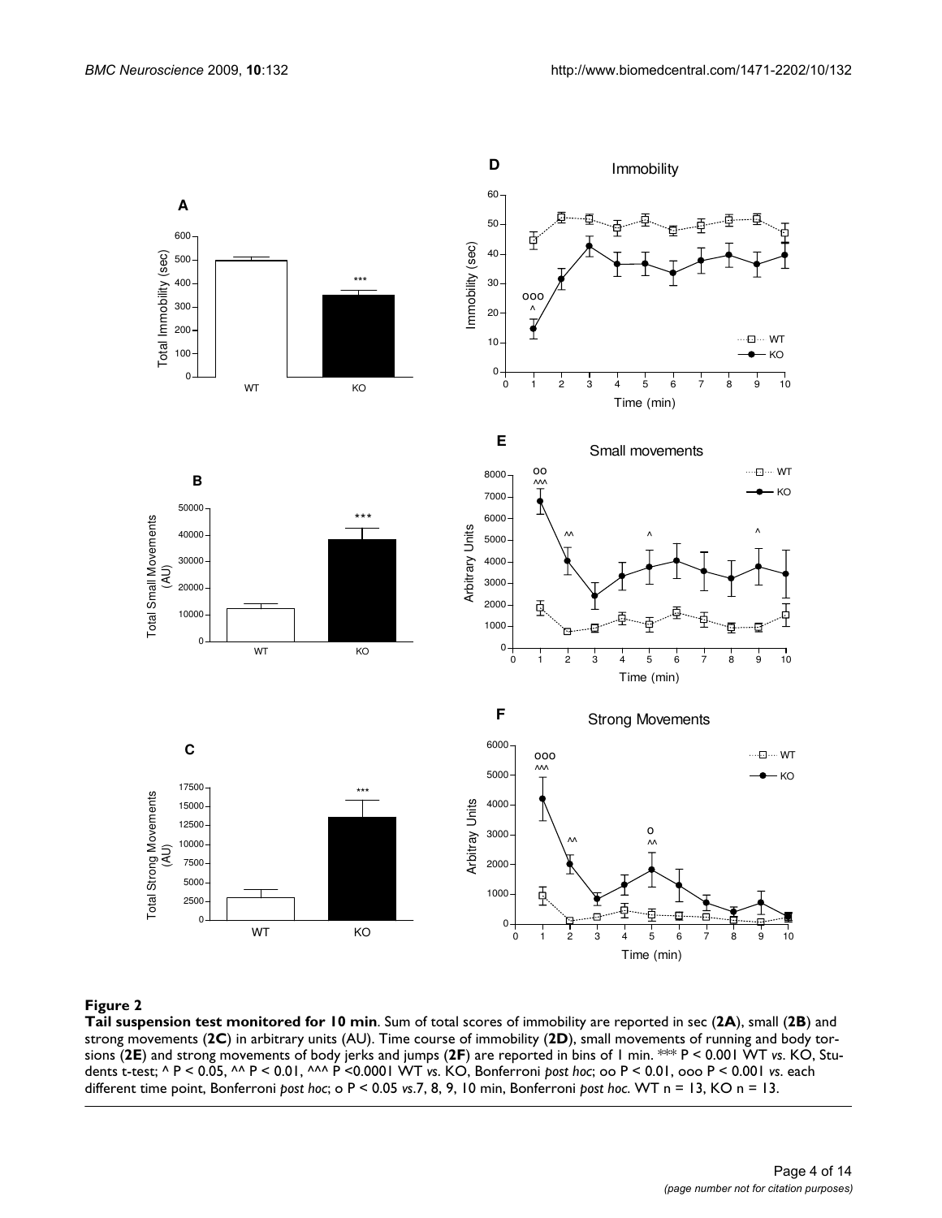**Figure 2**

**Tail suspension test monitored for 10 min**. Sum of total scores of immobility are reported in sec (**2A**), small (**2B**) and strong movements (**2C**) in arbitrary units (AU). Time course of immobility (**2D**), small movements of running and body torsions (**2E**) and strong movements of body jerks and jumps (**2F**) are reported in bins of 1 min. *** P < 0.001 WT *vs*. KO, Students t-test; ^ P < 0.05, ^^ P < 0.01, ^^^ P <0.0001 WT *vs*. KO, Bonferroni *post hoc*; oo P < 0.01, ooo P < 0.001 *vs*. each different time point, Bonferroni *post hoc*; o P < 0.05 *vs*.7, 8, 9, 10 min, Bonferroni *post hoc*. WT n = 13, KO n = 13.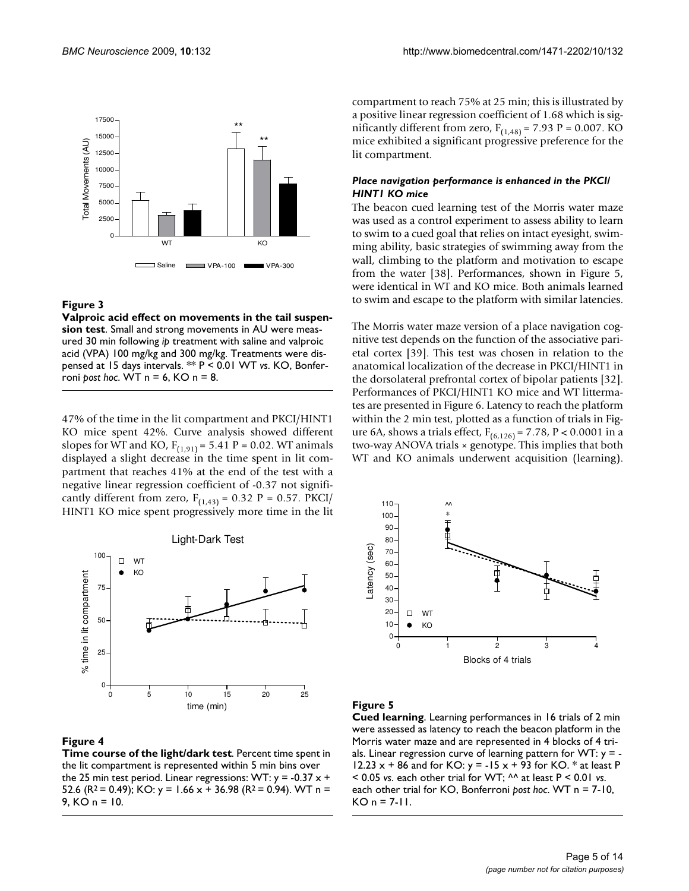**Figure 3**

**Valproic acid effect on movements in the tail suspension test**. Small and strong movements in AU were measured 30 min following *ip* treatment with saline and valproic acid (VPA) 100 mg/kg and 300 mg/kg. Treatments were dispensed at 15 days intervals. ** P < 0.01 WT *vs*. KO, Bonferroni *post hoc*. WT n = 6, KO n = 8.

47% of the time in the lit compartment and PKCI/HINT1 KO mice spent 42%. Curve analysis showed different slopes for WT and KO, $F_{(1,91)} = 5.41$ $P = 0.02$. WT animals displayed a slight decrease in the time spent in lit compartment that reaches 41% at the end of the test with a negative linear regression coefficient of -0.37 not significantly different from zero, $F_{(1,43)} = 0.32$ $P = 0.57$. PKCI/HINT1 KO mice spent progressively more time in the lit compartment to reach 75% at 25 min; this is illustrated by a positive linear regression coefficient of 1.68 which is significantly different from zero, $F_{(1,48)} = 7.93$ $P = 0.007$. KO mice exhibited a significant progressive preference for the lit compartment.

**Figure 4**

**Time course of the light/dark test**. Percent time spent in the lit compartment is represented within 5 min bins over the 25 min test period. Linear regressions: WT: y = -0.37 x + 52.6 ($R^2 = 0.49$); KO: y = 1.66 x + 36.98 ($R^2 = 0.94$). WT n = 9, KO n = 10.

### *Place navigation performance is enhanced in the PKCI/HINT1 KO mice*

The beacon cued learning test of the Morris water maze was used as a control experiment to assess ability to learn to swim to a cued goal that relies on intact eyesight, swimming ability, basic strategies of swimming away from the wall, climbing to the platform and motivation to escape from the water [38]. Performances, shown in Figure 5, were identical in WT and KO mice. Both animals learned to swim and escape to the platform with similar latencies.

The Morris water maze version of a place navigation cognitive test depends on the function of the associative parietal cortex [39]. This test was chosen in relation to the anatomical localization of the decrease in PKCI/HINT1 in the dorsolateral prefrontal cortex of bipolar patients [32]. Performances of PKCI/HINT1 KO mice and WT littermates are presented in Figure 6. Latency to reach the platform within the 2 min test, plotted as a function of trials in Figure 6A, shows a trials effect, $F_{(6,126)} = 7.78$, $P < 0.0001$ in a two-way ANOVA trials × genotype. This implies that both WT and KO animals underwent acquisition (learning).

**Figure 5**

**Cued learning**. Learning performances in 16 trials of 2 min were assessed as latency to reach the beacon platform in the Morris water maze and are represented in 4 blocks of 4 trials. Linear regression curve of learning pattern for WT: y = -12.23 x + 86 and for KO: y = -15 x + 93 for KO. * at least P < 0.05 *vs*. each other trial for WT; ^^ at least P < 0.01 *vs*. each other trial for KO, Bonferroni *post hoc*. WT n = 7-10, KO n = 7-11.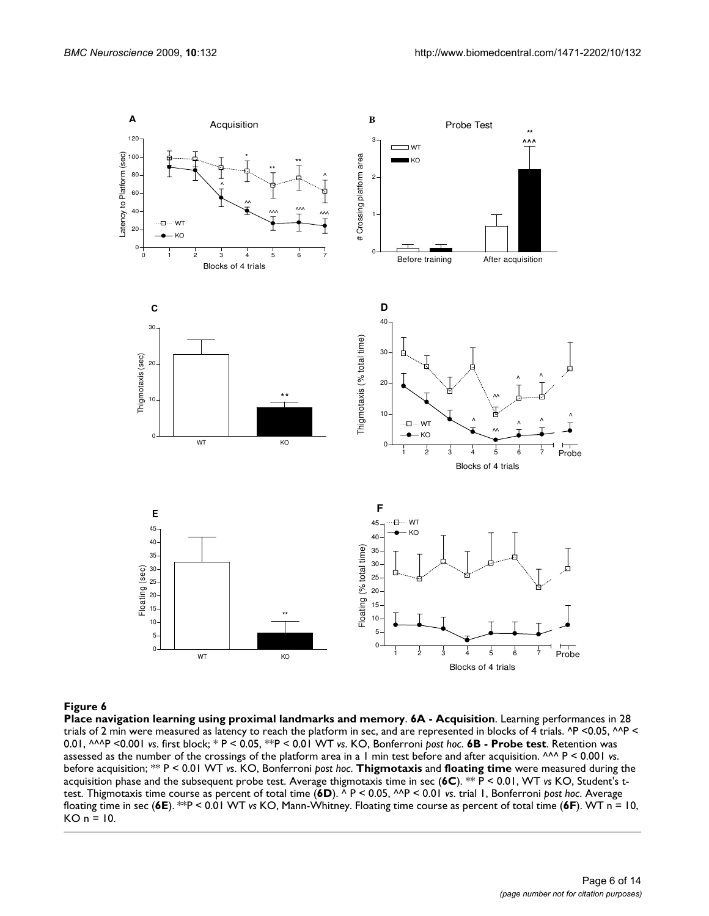**Figure 6**

**Place navigation learning using proximal landmarks and memory**. **6A - Acquisition**. Learning performances in 28 trials of 2 min were measured as latency to reach the platform in sec, and are represented in blocks of 4 trials. ^P <0.05, ^^P < 0.01, ^^^P <0.001 *vs*. first block; * P < 0.05, **P < 0.01 WT *vs*. KO, Bonferroni *post hoc*. **6B - Probe test**. Retention was assessed as the number of the crossings of the platform area in a 1 min test before and after acquisition. ^^^ P < 0.001 *vs*. before acquisition; ** P < 0.01 WT *vs*. KO, Bonferroni *post hoc*. **Thigmotaxis** and **floating time** were measured during the acquisition phase and the subsequent probe test. Average thigmotaxis time in sec (**6C**). ** P < 0.01, WT *vs* KO, Student's t-test. Thigmotaxis time course as percent of total time (**6D**). ^ P < 0.05, ^^P < 0.01 *vs*. trial 1, Bonferroni *post hoc*. Average floating time in sec (**6E**). **P < 0.01 WT *vs* KO, Mann-Whitney. Floating time course as percent of total time (**6F**). WT n = 10, KO n = 10.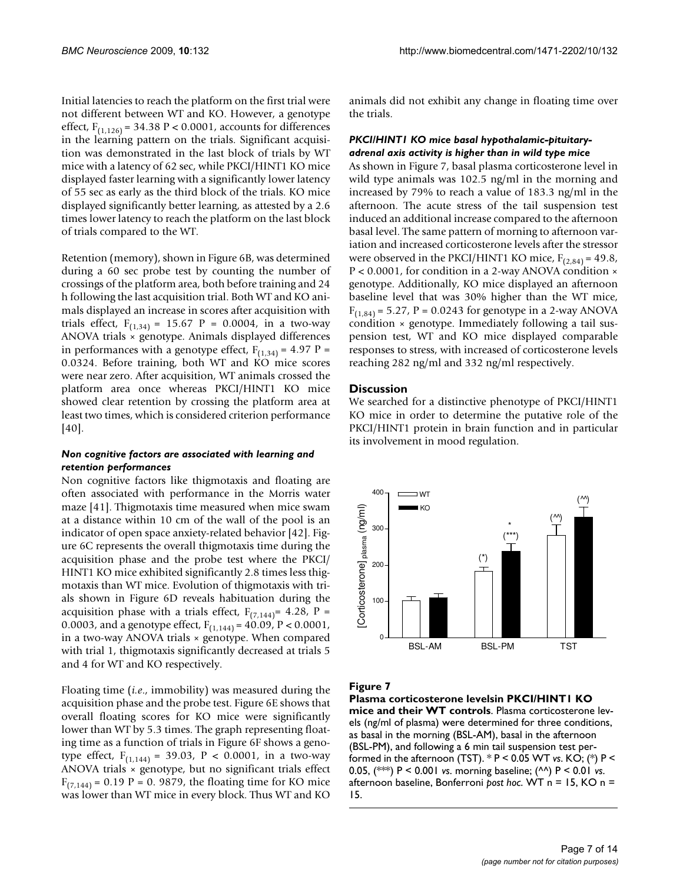Initial latencies to reach the platform on the first trial were not different between WT and KO. However, a genotype effect, $F_{(1,126)} = 34.38$ $P < 0.0001$, accounts for differences in the learning pattern on the trials. Significant acquisition was demonstrated in the last block of trials by WT mice with a latency of 62 sec, while PKCI/HINT1 KO mice displayed faster learning with a significantly lower latency of 55 sec as early as the third block of the trials. KO mice displayed significantly better learning, as attested by a 2.6 times lower latency to reach the platform on the last block of trials compared to the WT.

Retention (memory), shown in Figure 6B, was determined during a 60 sec probe test by counting the number of crossings of the platform area, both before training and 24 h following the last acquisition trial. Both WT and KO animals displayed an increase in scores after acquisition with trials effect, $F_{(1,34)} = 15.67$ $P = 0.0004$, in a two-way ANOVA trials × genotype. Animals displayed differences in performances with a genotype effect, $F_{(1,34)} = 4.97$ $P = 0.0324$. Before training, both WT and KO mice scores were near zero. After acquisition, WT animals crossed the platform area once whereas PKCI/HINT1 KO mice showed clear retention by crossing the platform area at least two times, which is considered criterion performance [40].

#### *Non cognitive factors are associated with learning and retention performances*

Non cognitive factors like thigmotaxis and floating are often associated with performance in the Morris water maze [41]. Thigmotaxis time measured when mice swam at a distance within 10 cm of the wall of the pool is an indicator of open space anxiety-related behavior [42]. Figure 6C represents the overall thigmotaxis time during the acquisition phase and the probe test where the PKCI/HINT1 KO mice exhibited significantly 2.8 times less thigmotaxis than WT mice. Evolution of thigmotaxis with trials shown in Figure 6D reveals habituation during the acquisition phase with a trials effect, $F_{(7,144)} = 4.28$, $P = 0.0003$, and a genotype effect, $F_{(1,144)} = 40.09$, $P < 0.0001$, in a two-way ANOVA trials × genotype. When compared with trial 1, thigmotaxis significantly decreased at trials 5 and 4 for WT and KO respectively.

Floating time (*i.e.*, immobility) was measured during the acquisition phase and the probe test. Figure 6E shows that overall floating scores for KO mice were significantly lower than WT by 5.3 times. The graph representing floating time as a function of trials in Figure 6F shows a genotype effect, $F_{(1,144)} = 39.03$, $P < 0.0001$, in a two-way ANOVA trials × genotype, but no significant trials effect $F_{(7,144)} = 0.19$ $P = 0.9879$, the floating time for KO mice was lower than WT mice in every block. Thus WT and KO animals did not exhibit any change in floating time over the trials.

#### *PKCI/HINT1 KO mice basal hypothalamic-pituitary-adrenal axis activity is higher than in wild type mice*

As shown in Figure 7, basal plasma corticosterone level in wild type animals was 102.5 ng/ml in the morning and increased by 79% to reach a value of 183.3 ng/ml in the afternoon. The acute stress of the tail suspension test induced an additional increase compared to the afternoon basal level. The same pattern of morning to afternoon variation and increased corticosterone levels after the stressor were observed in the PKCI/HINT1 KO mice, $F_{(2,84)} = 49.8$, $P < 0.0001$, for condition in a 2-way ANOVA condition × genotype. Additionally, KO mice displayed an afternoon baseline level that was 30% higher than the WT mice, $F_{(1,84)} = 5.27$, $P = 0.0243$ for genotype in a 2-way ANOVA condition × genotype. Immediately following a tail suspension test, WT and KO mice displayed comparable responses to stress, with increased of corticosterone levels reaching 282 ng/ml and 332 ng/ml respectively.

## Discussion

We searched for a distinctive phenotype of PKCI/HINT1 KO mice in order to determine the putative role of the PKCI/HINT1 protein in brain function and in particular its involvement in mood regulation.

**Figure 7**

**Plasma corticosterone levelsin PKCI/HINT1 KO mice and their WT controls**. Plasma corticosterone levels (ng/ml of plasma) were determined for three conditions, as basal in the morning (BSL-AM), basal in the afternoon (BSL-PM), and following a 6 min tail suspension test performed in the afternoon (TST). * P < 0.05 WT *vs*. KO; (*) P < 0.05, (***) P < 0.001 *vs*. morning baseline; (^^) P < 0.01 *vs*. afternoon baseline, Bonferroni *post hoc*. WT n = 15, KO n = 15.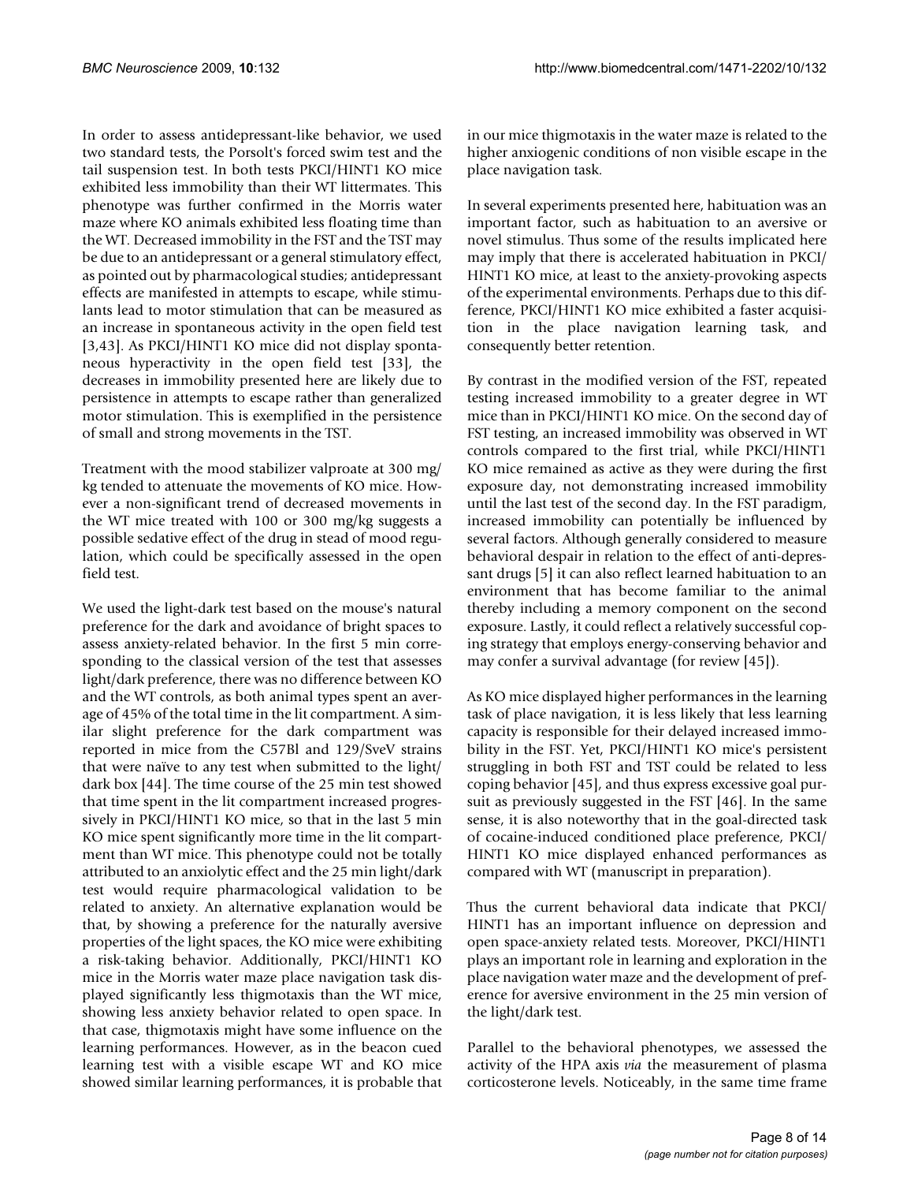In order to assess antidepressant-like behavior, we used two standard tests, the Porsolt's forced swim test and the tail suspension test. In both tests PKCI/HINT1 KO mice exhibited less immobility than their WT littermates. This phenotype was further confirmed in the Morris water maze where KO animals exhibited less floating time than the WT. Decreased immobility in the FST and the TST may be due to an antidepressant or a general stimulatory effect, as pointed out by pharmacological studies; antidepressant effects are manifested in attempts to escape, while stimulants lead to motor stimulation that can be measured as an increase in spontaneous activity in the open field test [3,43]. As PKCI/HINT1 KO mice did not display spontaneous hyperactivity in the open field test [33], the decreases in immobility presented here are likely due to persistence in attempts to escape rather than generalized motor stimulation. This is exemplified in the persistence of small and strong movements in the TST.

Treatment with the mood stabilizer valproate at 300 mg/kg tended to attenuate the movements of KO mice. However a non-significant trend of decreased movements in the WT mice treated with 100 or 300 mg/kg suggests a possible sedative effect of the drug in stead of mood regulation, which could be specifically assessed in the open field test.

We used the light-dark test based on the mouse's natural preference for the dark and avoidance of bright spaces to assess anxiety-related behavior. In the first 5 min corresponding to the classical version of the test that assesses light/dark preference, there was no difference between KO and the WT controls, as both animal types spent an average of 45% of the total time in the lit compartment. A similar slight preference for the dark compartment was reported in mice from the C57Bl and 129/SveV strains that were naïve to any test when submitted to the light/dark box [44]. The time course of the 25 min test showed that time spent in the lit compartment increased progressively in PKCI/HINT1 KO mice, so that in the last 5 min KO mice spent significantly more time in the lit compartment than WT mice. This phenotype could not be totally attributed to an anxiolytic effect and the 25 min light/dark test would require pharmacological validation to be related to anxiety. An alternative explanation would be that, by showing a preference for the naturally aversive properties of the light spaces, the KO mice were exhibiting a risk-taking behavior. Additionally, PKCI/HINT1 KO mice in the Morris water maze place navigation task displayed significantly less thigmotaxis than the WT mice, showing less anxiety behavior related to open space. In that case, thigmotaxis might have some influence on the learning performances. However, as in the beacon cued learning test with a visible escape WT and KO mice showed similar learning performances, it is probable that in our mice thigmotaxis in the water maze is related to the higher anxiogenic conditions of non visible escape in the place navigation task.

In several experiments presented here, habituation was an important factor, such as habituation to an aversive or novel stimulus. Thus some of the results implicated here may imply that there is accelerated habituation in PKCI/HINT1 KO mice, at least to the anxiety-provoking aspects of the experimental environments. Perhaps due to this difference, PKCI/HINT1 KO mice exhibited a faster acquisition in the place navigation learning task, and consequently better retention.

By contrast in the modified version of the FST, repeated testing increased immobility to a greater degree in WT mice than in PKCI/HINT1 KO mice. On the second day of FST testing, an increased immobility was observed in WT controls compared to the first trial, while PKCI/HINT1 KO mice remained as active as they were during the first exposure day, not demonstrating increased immobility until the last test of the second day. In the FST paradigm, increased immobility can potentially be influenced by several factors. Although generally considered to measure behavioral despair in relation to the effect of anti-depressant drugs [5] it can also reflect learned habituation to an environment that has become familiar to the animal thereby including a memory component on the second exposure. Lastly, it could reflect a relatively successful coping strategy that employs energy-conserving behavior and may confer a survival advantage (for review [45]).

As KO mice displayed higher performances in the learning task of place navigation, it is less likely that less learning capacity is responsible for their delayed increased immobility in the FST. Yet, PKCI/HINT1 KO mice's persistent struggling in both FST and TST could be related to less coping behavior [45], and thus express excessive goal pursuit as previously suggested in the FST [46]. In the same sense, it is also noteworthy that in the goal-directed task of cocaine-induced conditioned place preference, PKCI/HINT1 KO mice displayed enhanced performances as compared with WT (manuscript in preparation).

Thus the current behavioral data indicate that PKCI/HINT1 has an important influence on depression and open space-anxiety related tests. Moreover, PKCI/HINT1 plays an important role in learning and exploration in the place navigation water maze and the development of preference for aversive environment in the 25 min version of the light/dark test.

Parallel to the behavioral phenotypes, we assessed the activity of the HPA axis *via* the measurement of plasma corticosterone levels. Noticeably, in the same time frame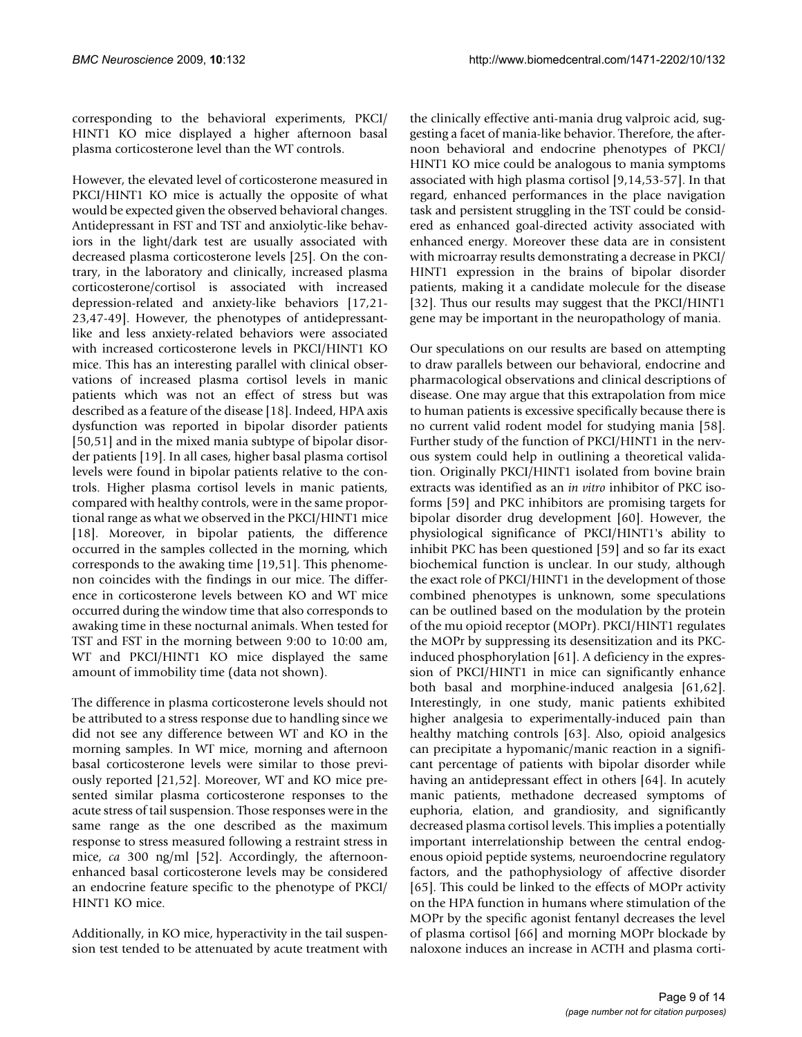corresponding to the behavioral experiments, PKCI/HINT1 KO mice displayed a higher afternoon basal plasma corticosterone level than the WT controls.

However, the elevated level of corticosterone measured in PKCI/HINT1 KO mice is actually the opposite of what would be expected given the observed behavioral changes. Antidepressant in FST and TST and anxiolytic-like behaviors in the light/dark test are usually associated with decreased plasma corticosterone levels [25]. On the contrary, in the laboratory and clinically, increased plasma corticosterone/cortisol is associated with increased depression-related and anxiety-like behaviors [17,21-23,47-49]. However, the phenotypes of antidepressant-like and less anxiety-related behaviors were associated with increased corticosterone levels in PKCI/HINT1 KO mice. This has an interesting parallel with clinical observations of increased plasma cortisol levels in manic patients which was not an effect of stress but was described as a feature of the disease [18]. Indeed, HPA axis dysfunction was reported in bipolar disorder patients [50,51] and in the mixed mania subtype of bipolar disorder patients [19]. In all cases, higher basal plasma cortisol levels were found in bipolar patients relative to the controls. Higher plasma cortisol levels in manic patients, compared with healthy controls, were in the same proportional range as what we observed in the PKCI/HINT1 mice [18]. Moreover, in bipolar patients, the difference occurred in the samples collected in the morning, which corresponds to the awaking time [19,51]. This phenomenon coincides with the findings in our mice. The difference in corticosterone levels between KO and WT mice occurred during the window time that also corresponds to awaking time in these nocturnal animals. When tested for TST and FST in the morning between 9:00 to 10:00 am, WT and PKCI/HINT1 KO mice displayed the same amount of immobility time (data not shown).

The difference in plasma corticosterone levels should not be attributed to a stress response due to handling since we did not see any difference between WT and KO in the morning samples. In WT mice, morning and afternoon basal corticosterone levels were similar to those previously reported [21,52]. Moreover, WT and KO mice presented similar plasma corticosterone responses to the acute stress of tail suspension. Those responses were in the same range as the one described as the maximum response to stress measured following a restraint stress in mice, *ca* 300 ng/ml [52]. Accordingly, the afternoon-enhanced basal corticosterone levels may be considered an endocrine feature specific to the phenotype of PKCI/HINT1 KO mice.

Additionally, in KO mice, hyperactivity in the tail suspension test tended to be attenuated by acute treatment with the clinically effective anti-mania drug valproic acid, suggesting a facet of mania-like behavior. Therefore, the afternoon behavioral and endocrine phenotypes of PKCI/HINT1 KO mice could be analogous to mania symptoms associated with high plasma cortisol [9,14,53-57]. In that regard, enhanced performances in the place navigation task and persistent struggling in the TST could be considered as enhanced goal-directed activity associated with enhanced energy. Moreover these data are in consistent with microarray results demonstrating a decrease in PKCI/HINT1 expression in the brains of bipolar disorder patients, making it a candidate molecule for the disease [32]. Thus our results may suggest that the PKCI/HINT1 gene may be important in the neuropathology of mania.

Our speculations on our results are based on attempting to draw parallels between our behavioral, endocrine and pharmacological observations and clinical descriptions of disease. One may argue that this extrapolation from mice to human patients is excessive specifically because there is no current valid rodent model for studying mania [58]. Further study of the function of PKCI/HINT1 in the nervous system could help in outlining a theoretical validation. Originally PKCI/HINT1 isolated from bovine brain extracts was identified as an *in vitro* inhibitor of PKC isoforms [59] and PKC inhibitors are promising targets for bipolar disorder drug development [60]. However, the physiological significance of PKCI/HINT1's ability to inhibit PKC has been questioned [59] and so far its exact biochemical function is unclear. In our study, although the exact role of PKCI/HINT1 in the development of those combined phenotypes is unknown, some speculations can be outlined based on the modulation by the protein of the mu opioid receptor (MOPr). PKCI/HINT1 regulates the MOPr by suppressing its desensitization and its PKC-induced phosphorylation [61]. A deficiency in the expression of PKCI/HINT1 in mice can significantly enhance both basal and morphine-induced analgesia [61,62]. Interestingly, in one study, manic patients exhibited higher analgesia to experimentally-induced pain than healthy matching controls [63]. Also, opioid analgesics can precipitate a hypomanic/manic reaction in a significant percentage of patients with bipolar disorder while having an antidepressant effect in others [64]. In acutely manic patients, methadone decreased symptoms of euphoria, elation, and grandiosity, and significantly decreased plasma cortisol levels. This implies a potentially important interrelationship between the central endogenous opioid peptide systems, neuroendocrine regulatory factors, and the pathophysiology of affective disorder [65]. This could be linked to the effects of MOPr activity on the HPA function in humans where stimulation of the MOPr by the specific agonist fentanyl decreases the level of plasma cortisol [66] and morning MOPr blockade by naloxone induces an increase in ACTH and plasma corti-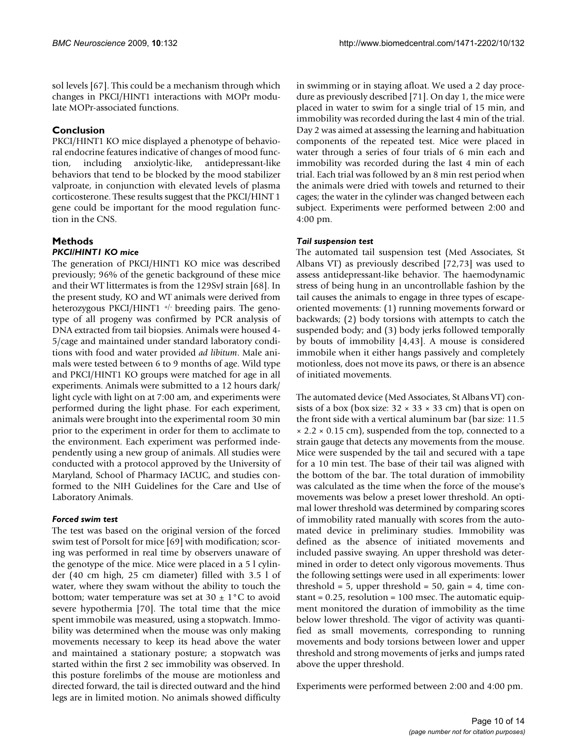sol levels [67]. This could be a mechanism through which changes in PKCI/HINT1 interactions with MOPr modulate MOPr-associated functions.

## Conclusion

PKCI/HINT1 KO mice displayed a phenotype of behavioral endocrine features indicative of changes of mood function, including anxiolytic-like, antidepressant-like behaviors that tend to be blocked by the mood stabilizer valproate, in conjunction with elevated levels of plasma corticosterone. These results suggest that the PKCI/HINT 1 gene could be important for the mood regulation function in the CNS.

## Methods

### *PKCI/HINT1 KO mice*

The generation of PKCI/HINT1 KO mice was described previously; 96% of the genetic background of these mice and their WT littermates is from the 129SvJ strain [68]. In the present study, KO and WT animals were derived from heterozygous PKCI/HINT1 $^{+/-}$ breeding pairs. The genotype of all progeny was confirmed by PCR analysis of DNA extracted from tail biopsies. Animals were housed 4-5/cage and maintained under standard laboratory conditions with food and water provided *ad libitum*. Male animals were tested between 6 to 9 months of age. Wild type and PKCI/HINT1 KO groups were matched for age in all experiments. Animals were submitted to a 12 hours dark/light cycle with light on at 7:00 am, and experiments were performed during the light phase. For each experiment, animals were brought into the experimental room 30 min prior to the experiment in order for them to acclimate to the environment. Each experiment was performed independently using a new group of animals. All studies were conducted with a protocol approved by the University of Maryland, School of Pharmacy IACUC, and studies conformed to the NIH Guidelines for the Care and Use of Laboratory Animals.

### *Forced swim test*

The test was based on the original version of the forced swim test of Porsolt for mice [69] with modification; scoring was performed in real time by observers unaware of the genotype of the mice. Mice were placed in a 5 l cylinder (40 cm high, 25 cm diameter) filled with 3.5 l of water, where they swam without the ability to touch the bottom; water temperature was set at 30 ± 1°C to avoid severe hypothermia [70]. The total time that the mice spent immobile was measured, using a stopwatch. Immobility was determined when the mouse was only making movements necessary to keep its head above the water and maintained a stationary posture; a stopwatch was started within the first 2 sec immobility was observed. In this posture forelimbs of the mouse are motionless and directed forward, the tail is directed outward and the hind legs are in limited motion. No animals showed difficulty in swimming or in staying afloat. We used a 2 day procedure as previously described [71]. On day 1, the mice were placed in water to swim for a single trial of 15 min, and immobility was recorded during the last 4 min of the trial. Day 2 was aimed at assessing the learning and habituation components of the repeated test. Mice were placed in water through a series of four trials of 6 min each and immobility was recorded during the last 4 min of each trial. Each trial was followed by an 8 min rest period when the animals were dried with towels and returned to their cages; the water in the cylinder was changed between each subject. Experiments were performed between 2:00 and 4:00 pm.

### *Tail suspension test*

The automated tail suspension test (Med Associates, St Albans VT) as previously described [72,73] was used to assess antidepressant-like behavior. The haemodynamic stress of being hung in an uncontrollable fashion by the tail causes the animals to engage in three types of escape-oriented movements: (1) running movements forward or backwards; (2) body torsions with attempts to catch the suspended body; and (3) body jerks followed temporally by bouts of immobility [4,43]. A mouse is considered immobile when it either hangs passively and completely motionless, does not move its paws, or there is an absence of initiated movements.

The automated device (Med Associates, St Albans VT) consists of a box (box size: 32 × 33 × 33 cm) that is open on the front side with a vertical aluminum bar (bar size: 11.5 × 2.2 × 0.15 cm), suspended from the top, connected to a strain gauge that detects any movements from the mouse. Mice were suspended by the tail and secured with a tape for a 10 min test. The base of their tail was aligned with the bottom of the bar. The total duration of immobility was calculated as the time when the force of the mouse's movements was below a preset lower threshold. An optimal lower threshold was determined by comparing scores of immobility rated manually with scores from the automated device in preliminary studies. Immobility was defined as the absence of initiated movements and included passive swaying. An upper threshold was determined in order to detect only vigorous movements. Thus the following settings were used in all experiments: lower threshold = 5, upper threshold = 50, gain = 4, time constant = 0.25, resolution = 100 msec. The automatic equipment monitored the duration of immobility as the time below lower threshold. The vigor of activity was quantified as small movements, corresponding to running movements and body torsions between lower and upper threshold and strong movements of jerks and jumps rated above the upper threshold.

Experiments were performed between 2:00 and 4:00 pm.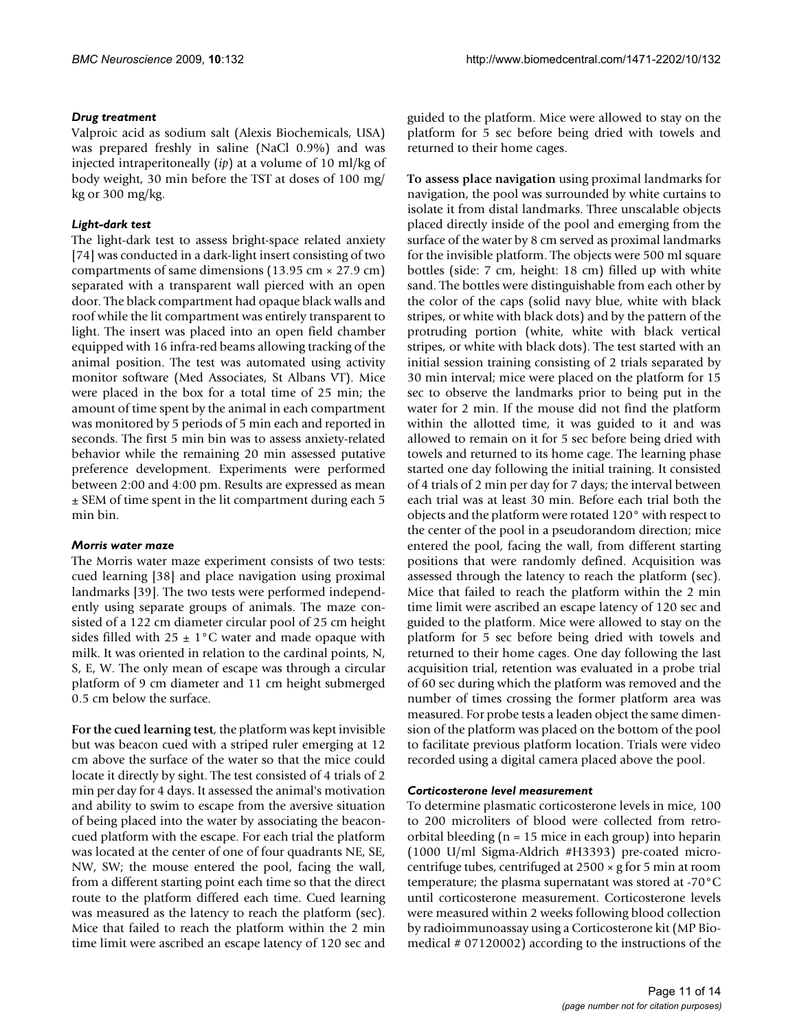### *Drug treatment*

Valproic acid as sodium salt (Alexis Biochemicals, USA) was prepared freshly in saline (NaCl 0.9%) and was injected intraperitoneally (*ip*) at a volume of 10 ml/kg of body weight, 30 min before the TST at doses of 100 mg/kg or 300 mg/kg.

### *Light-dark test*

The light-dark test to assess bright-space related anxiety [74] was conducted in a dark-light insert consisting of two compartments of same dimensions (13.95 cm × 27.9 cm) separated with a transparent wall pierced with an open door. The black compartment had opaque black walls and roof while the lit compartment was entirely transparent to light. The insert was placed into an open field chamber equipped with 16 infra-red beams allowing tracking of the animal position. The test was automated using activity monitor software (Med Associates, St Albans VT). Mice were placed in the box for a total time of 25 min; the amount of time spent by the animal in each compartment was monitored by 5 periods of 5 min each and reported in seconds. The first 5 min bin was to assess anxiety-related behavior while the remaining 20 min assessed putative preference development. Experiments were performed between 2:00 and 4:00 pm. Results are expressed as mean ± SEM of time spent in the lit compartment during each 5 min bin.

### *Morris water maze*

The Morris water maze experiment consists of two tests: cued learning [38] and place navigation using proximal landmarks [39]. The two tests were performed independently using separate groups of animals. The maze consisted of a 122 cm diameter circular pool of 25 cm height sides filled with 25 ± 1°C water and made opaque with milk. It was oriented in relation to the cardinal points, N, S, E, W. The only mean of escape was through a circular platform of 9 cm diameter and 11 cm height submerged 0.5 cm below the surface.

**For the cued learning test**, the platform was kept invisible but was beacon cued with a striped ruler emerging at 12 cm above the surface of the water so that the mice could locate it directly by sight. The test consisted of 4 trials of 2 min per day for 4 days. It assessed the animal's motivation and ability to swim to escape from the aversive situation of being placed into the water by associating the beacon-cued platform with the escape. For each trial the platform was located at the center of one of four quadrants NE, SE, NW, SW; the mouse entered the pool, facing the wall, from a different starting point each time so that the direct route to the platform differed each time. Cued learning was measured as the latency to reach the platform (sec). Mice that failed to reach the platform within the 2 min time limit were ascribed an escape latency of 120 sec and guided to the platform. Mice were allowed to stay on the platform for 5 sec before being dried with towels and returned to their home cages.

**To assess place navigation** using proximal landmarks for navigation, the pool was surrounded by white curtains to isolate it from distal landmarks. Three unscalable objects placed directly inside of the pool and emerging from the surface of the water by 8 cm served as proximal landmarks for the invisible platform. The objects were 500 ml square bottles (side: 7 cm, height: 18 cm) filled up with white sand. The bottles were distinguishable from each other by the color of the caps (solid navy blue, white with black stripes, or white with black dots) and by the pattern of the protruding portion (white, white with black vertical stripes, or white with black dots). The test started with an initial session training consisting of 2 trials separated by 30 min interval; mice were placed on the platform for 15 sec to observe the landmarks prior to being put in the water for 2 min. If the mouse did not find the platform within the allotted time, it was guided to it and was allowed to remain on it for 5 sec before being dried with towels and returned to its home cage. The learning phase started one day following the initial training. It consisted of 4 trials of 2 min per day for 7 days; the interval between each trial was at least 30 min. Before each trial both the objects and the platform were rotated 120° with respect to the center of the pool in a pseudorandom direction; mice entered the pool, facing the wall, from different starting positions that were randomly defined. Acquisition was assessed through the latency to reach the platform (sec). Mice that failed to reach the platform within the 2 min time limit were ascribed an escape latency of 120 sec and guided to the platform. Mice were allowed to stay on the platform for 5 sec before being dried with towels and returned to their home cages. One day following the last acquisition trial, retention was evaluated in a probe trial of 60 sec during which the platform was removed and the number of times crossing the former platform area was measured. For probe tests a leaden object the same dimension of the platform was placed on the bottom of the pool to facilitate previous platform location. Trials were video recorded using a digital camera placed above the pool.

### *Corticosterone level measurement*

To determine plasmatic corticosterone levels in mice, 100 to 200 microliters of blood were collected from retro-orbital bleeding (n = 15 mice in each group) into heparin (1000 U/ml Sigma-Aldrich #H3393) pre-coated micro-centrifuge tubes, centrifuged at 2500 × g for 5 min at room temperature; the plasma supernatant was stored at -70°C until corticosterone measurement. Corticosterone levels were measured within 2 weeks following blood collection by radioimmunoassay using a Corticosterone kit (MP Biomedical # 07120002) according to the instructions of the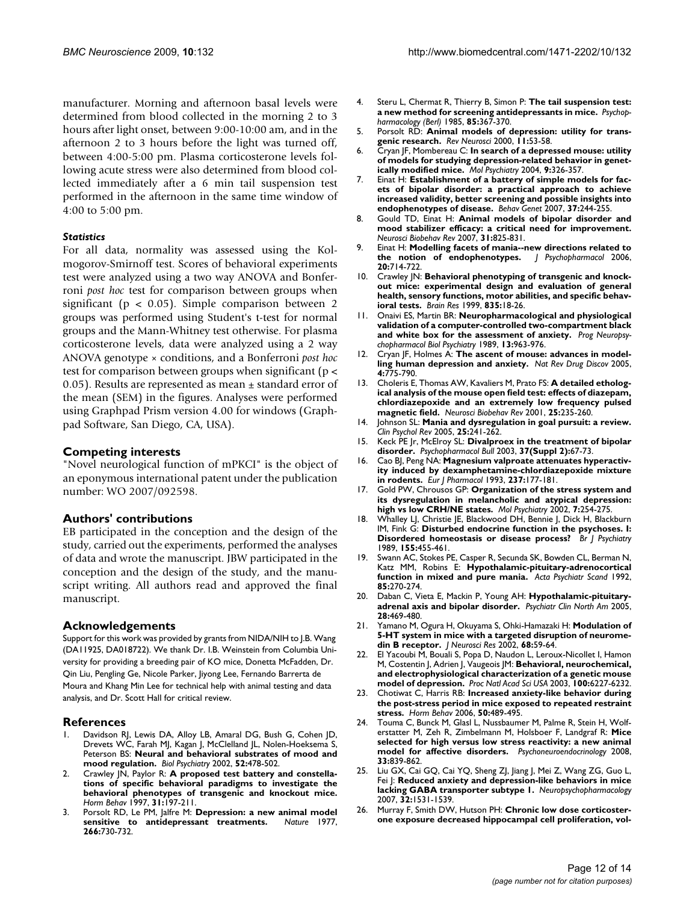manufacturer. Morning and afternoon basal levels were determined from blood collected in the morning 2 to 3 hours after light onset, between 9:00-10:00 am, and in the afternoon 2 to 3 hours before the light was turned off, between 4:00-5:00 pm. Plasma corticosterone levels following acute stress were also determined from blood collected immediately after a 6 min tail suspension test performed in the afternoon in the same time window of 4:00 to 5:00 pm.

### *Statistics*

For all data, normality was assessed using the Kolmogorov-Smirnoff test. Scores of behavioral experiments test were analyzed using a two way ANOVA and Bonferroni *post hoc* test for comparison between groups when significant ($p < 0.05$). Simple comparison between 2 groups was performed using Student's t-test for normal groups and the Mann-Whitney test otherwise. For plasma corticosterone levels, data were analyzed using a 2 way ANOVA genotype × conditions, and a Bonferroni *post hoc* test for comparison between groups when significant ($p < 0.05$). Results are represented as mean ± standard error of the mean (SEM) in the figures. Analyses were performed using Graphpad Prism version 4.00 for windows (Graphpad Software, San Diego, CA, USA).

## Competing interests

"Novel neurological function of mPKCI" is the object of an eponymous international patent under the publication number: WO 2007/092598.

## Authors' contributions

EB participated in the conception and the design of the study, carried out the experiments, performed the analyses of data and wrote the manuscript. JBW participated in the conception and the design of the study, and the manuscript writing. All authors read and approved the final manuscript.

## Acknowledgements

Support for this work was provided by grants from NIDA/NIH to J.B. Wang (DA11925, DA018722). We thank Dr. I.B. Weinstein from Columbia University for providing a breeding pair of KO mice, Donetta McFadden, Dr. Qin Liu, Pengling Ge, Nicole Parker, Jiyong Lee, Fernando Barrerta de Moura and Khang Min Lee for technical help with animal testing and data analysis, and Dr. Scott Hall for critical review.

## References

1. Davidson RJ, Lewis DA, Alloy LB, Amaral DG, Bush G, Cohen JD, Drevets WC, Farah MJ, Kagan J, McClelland JL, Nolen-Hoeksema S, Peterson BS: **Neural and behavioral substrates of mood and mood regulation.** *Biol Psychiatry* 2002, **52:**478-502.
2. Crawley JN, Paylor R: **A proposed test battery and constellations of specific behavioral paradigms to investigate the behavioral phenotypes of transgenic and knockout mice.** *Horm Behav* 1997, **31:**197-211.
3. Porsolt RD, Le PM, Jalfre M: **Depression: a new animal model sensitive to antidepressant treatments.** *Nature* 1977, **266:**730-732.
4. Steru L, Chermat R, Thierry B, Simon P: **The tail suspension test: a new method for screening antidepressants in mice.** *Psychopharmacology (Berl)* 1985, **85:**367-370.
5. Porsolt RD: **Animal models of depression: utility for transgenic research.** *Rev Neurosci* 2000, **11:**53-58.
6. Cryan JF, Mombereau C: **In search of a depressed mouse: utility of models for studying depression-related behavior in genetically modified mice.** *Mol Psychiatry* 2004, **9:**326-357.
7. Einat H: **Establishment of a battery of simple models for facets of bipolar disorder: a practical approach to achieve increased validity, better screening and possible insights into endophenotypes of disease.** *Behav Genet* 2007, **37:**244-255.
8. Gould TD, Einat H: **Animal models of bipolar disorder and mood stabilizer efficacy: a critical need for improvement.** *Neurosci Biobehav Rev* 2007, **31:**825-831.
9. Einat H: **Modelling facets of mania--new directions related to the notion of endophenotypes.** *J Psychopharmacol* 2006, **20:**714-722.
10. Crawley JN: **Behavioral phenotyping of transgenic and knockout mice: experimental design and evaluation of general health, sensory functions, motor abilities, and specific behavioral tests.** *Brain Res* 1999, **835:**18-26.
11. Onaivi ES, Martin BR: **Neuropharmacological and physiological validation of a computer-controlled two-compartment black and white box for the assessment of anxiety.** *Prog Neuropsychopharmacol Biol Psychiatry* 1989, **13:**963-976.
12. Cryan JF, Holmes A: **The ascent of mouse: advances in modelling human depression and anxiety.** *Nat Rev Drug Discov* 2005, **4:**775-790.
13. Choleris E, Thomas AW, Kavaliers M, Prato FS: **A detailed ethological analysis of the mouse open field test: effects of diazepam, chlordiazepoxide and an extremely low frequency pulsed magnetic field.** *Neurosci Biobehav Rev* 2001, **25:**235-260.
14. Johnson SL: **Mania and dysregulation in goal pursuit: a review.** *Clin Psychol Rev* 2005, **25:**241-262.
15. Keck PE Jr, McElroy SL: **Divalproex in the treatment of bipolar disorder.** *Psychopharmacol Bull* 2003, **37(Suppl 2):**67-73.
16. Cao BJ, Peng NA: **Magnesium valproate attenuates hyperactivity induced by dexamphetamine-chlordiazepoxide mixture in rodents.** *Eur J Pharmacol* 1993, **237:**177-181.
17. Gold PW, Chrousos GP: **Organization of the stress system and its dysregulation in melancholic and atypical depression: high vs low CRH/NE states.** *Mol Psychiatry* 2002, **7:**254-275.
18. Whalley LJ, Christie JE, Blackwood DH, Bennie J, Dick H, Blackburn IM, Fink G: **Disturbed endocrine function in the psychoses. I: Disordered homeostasis or disease process?** *Br J Psychiatry* 1989, **155:**455-461.
19. Swann AC, Stokes PE, Casper R, Secunda SK, Bowden CL, Berman N, Katz MM, Robins E: **Hypothalamic-pituitary-adrenocortical function in mixed and pure mania.** *Acta Psychiatr Scand* 1992, **85:**270-274.
20. Daban C, Vieta E, Mackin P, Young AH: **Hypothalamic-pituitary-adrenal axis and bipolar disorder.** *Psychiatr Clin North Am* 2005, **28:**469-480.
21. Yamano M, Ogura H, Okuyama S, Ohki-Hamazaki H: **Modulation of 5-HT system in mice with a targeted disruption of neuromedin B receptor.** *J Neurosci Res* 2002, **68:**59-64.
22. El Yacoubi M, Bouali S, Popa D, Naudon L, Leroux-Nicollet I, Hamon M, Costentin J, Adrien J, Vaugeois JM: **Behavioral, neurochemical, and electrophysiological characterization of a genetic mouse model of depression.** *Proc Natl Acad Sci USA* 2003, **100:**6227-6232.
23. Chotiwat C, Harris RB: **Increased anxiety-like behavior during the post-stress period in mice exposed to repeated restraint stress.** *Horm Behav* 2006, **50:**489-495.
24. Touma C, Bunck M, Glasl L, Nussbaumer M, Palme R, Stein H, Wolferstatter M, Zeh R, Zimbelmann M, Holsboer F, Landgraf R: **Mice selected for high versus low stress reactivity: a new animal model for affective disorders.** *Psychoneuroendocrinology* 2008, **33:**839-862.
25. Liu GX, Cai GQ, Cai YQ, Sheng ZJ, Jiang J, Mei Z, Wang ZG, Guo L, Fei J: **Reduced anxiety and depression-like behaviors in mice lacking GABA transporter subtype 1.** *Neuropsychopharmacology* 2007, **32:**1531-1539.
26. Murray F, Smith DW, Hutson PH: **Chronic low dose corticosterone exposure decreased hippocampal cell proliferation, vol-**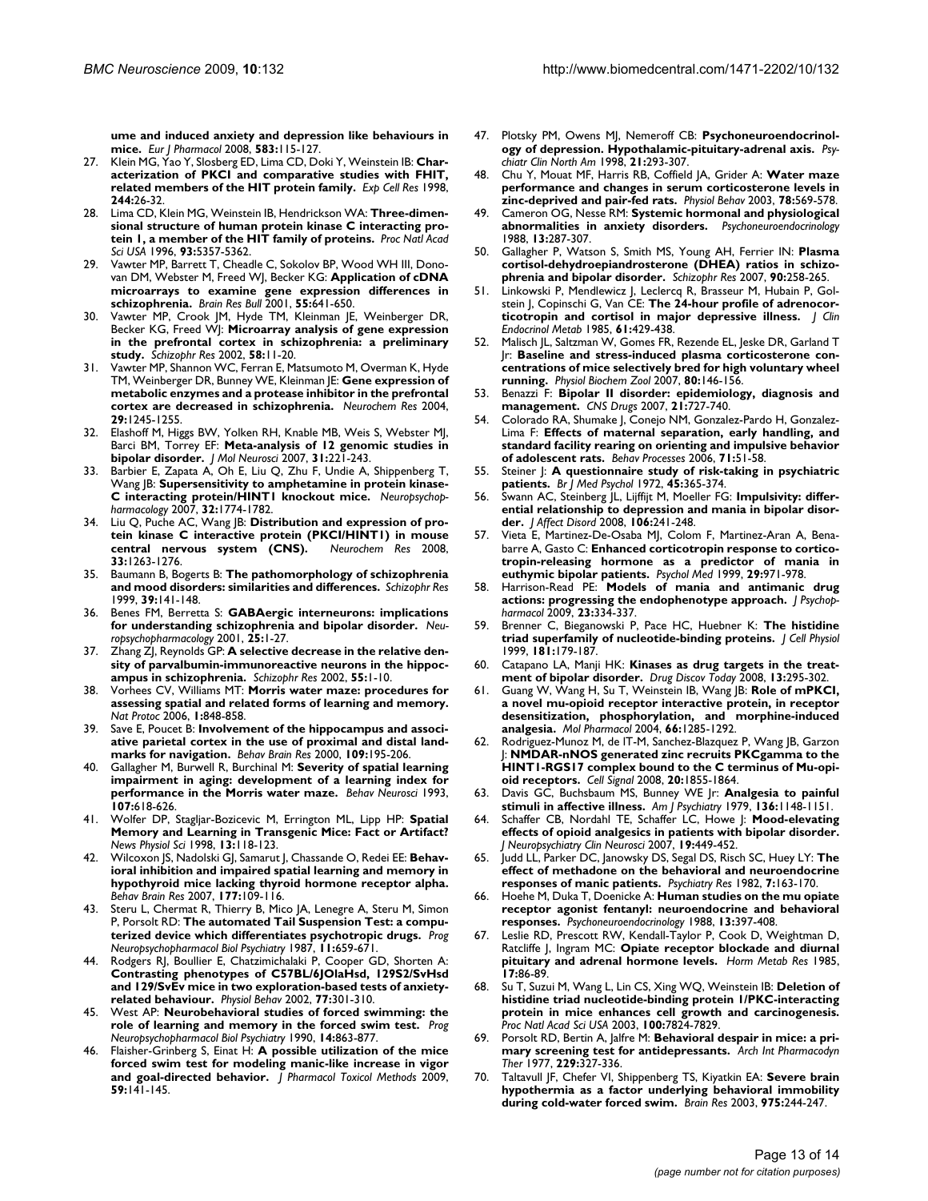**ume and induced anxiety and depression like behaviours in mice.** *Eur J Pharmacol* 2008, **583:**115-127.

27. Klein MG, Yao Y, Slosberg ED, Lima CD, Doki Y, Weinstein IB: **Characterization of PKCI and comparative studies with FHIT, related members of the HIT protein family.** *Exp Cell Res* 1998, **244:**26-32.
28. Lima CD, Klein MG, Weinstein IB, Hendrickson WA: **Three-dimensional structure of human protein kinase C interacting protein 1, a member of the HIT family of proteins.** *Proc Natl Acad Sci USA* 1996, **93:**5357-5362.
29. Vawter MP, Barrett T, Cheadle C, Sokolov BP, Wood WH III, Donovan DM, Webster M, Freed WJ, Becker KG: **Application of cDNA microarrays to examine gene expression differences in schizophrenia.** *Brain Res Bull* 2001, **55:**641-650.
30. Vawter MP, Crook JM, Hyde TM, Kleinman JE, Weinberger DR, Becker KG, Freed WJ: **Microarray analysis of gene expression in the prefrontal cortex in schizophrenia: a preliminary study.** *Schizophr Res* 2002, **58:**11-20.
31. Vawter MP, Shannon WC, Ferran E, Matsumoto M, Overman K, Hyde TM, Weinberger DR, Bunney WE, Kleinman JE: **Gene expression of metabolic enzymes and a protease inhibitor in the prefrontal cortex are decreased in schizophrenia.** *Neurochem Res* 2004, **29:**1245-1255.
32. Elashoff M, Higgs BW, Yolken RH, Knable MB, Weis S, Webster MJ, Barci BM, Torrey EF: **Meta-analysis of 12 genomic studies in bipolar disorder.** *J Mol Neurosci* 2007, **31:**221-243.
33. Barbier E, Zapata A, Oh E, Liu Q, Zhu F, Undie A, Shippenberg T, Wang JB: **Supersensitivity to amphetamine in protein kinase-C interacting protein/HINT1 knockout mice.** *Neuropsychopharmacology* 2007, **32:**1774-1782.
34. Liu Q, Puche AC, Wang JB: **Distribution and expression of protein kinase C interactive protein (PKCI/HINT1) in mouse central nervous system (CNS).** *Neurochem Res* 2008, **33:**1263-1276.
35. Baumann B, Bogerts B: **The pathomorphology of schizophrenia and mood disorders: similarities and differences.** *Schizophr Res* 1999, **39:**141-148.
36. Benes FM, Berretta S: **GABAergic interneurons: implications for understanding schizophrenia and bipolar disorder.** *Neuropsychopharmacology* 2001, **25:**1-27.
37. Zhang ZJ, Reynolds GP: **A selective decrease in the relative density of parvalbumin-immunoreactive neurons in the hippocampus in schizophrenia.** *Schizophr Res* 2002, **55:**1-10.
38. Vorhees CV, Williams MT: **Morris water maze: procedures for assessing spatial and related forms of learning and memory.** *Nat Protoc* 2006, **1:**848-858.
39. Save E, Poucet B: **Involvement of the hippocampus and associative parietal cortex in the use of proximal and distal landmarks for navigation.** *Behav Brain Res* 2000, **109:**195-206.
40. Gallagher M, Burwell R, Burchinal M: **Severity of spatial learning impairment in aging: development of a learning index for performance in the Morris water maze.** *Behav Neurosci* 1993, **107:**618-626.
41. Wolfer DP, Stagljar-Bozicevic M, Errington ML, Lipp HP: **Spatial Memory and Learning in Transgenic Mice: Fact or Artifact?** *News Physiol Sci* 1998, **13:**118-123.
42. Wilcoxon JS, Nadolski GJ, Samarut J, Chassande O, Redei EE: **Behavioral inhibition and impaired spatial learning and memory in hypothyroid mice lacking thyroid hormone receptor alpha.** *Behav Brain Res* 2007, **177:**109-116.
43. Steru L, Chermat R, Thierry B, Mico JA, Lenegre A, Steru M, Simon P, Porsolt RD: **The automated Tail Suspension Test: a computerized device which differentiates psychotropic drugs.** *Prog Neuropsychopharmacol Biol Psychiatry* 1987, **11:**659-671.
44. Rodgers RJ, Boullier E, Chatzimichalaki P, Cooper GD, Shorten A: **Contrasting phenotypes of C57BL/6JOlaHsd, 129S2/SvHsd and 129/SvEv mice in two exploration-based tests of anxiety-related behaviour.** *Physiol Behav* 2002, **77:**301-310.
45. West AP: **Neurobehavioral studies of forced swimming: the role of learning and memory in the forced swim test.** *Prog Neuropsychopharmacol Biol Psychiatry* 1990, **14:**863-877.
46. Flaisher-Grinberg S, Einat H: **A possible utilization of the mice forced swim test for modeling manic-like increase in vigor and goal-directed behavior.** *J Pharmacol Toxicol Methods* 2009, **59:**141-145.
47. Plotsky PM, Owens MJ, Nemeroff CB: **Psychoneuroendocrinology of depression. Hypothalamic-pituitary-adrenal axis.** *Psychiatr Clin North Am* 1998, **21:**293-307.
48. Chu Y, Mouat MF, Harris RB, Coffield JA, Grider A: **Water maze performance and changes in serum corticosterone levels in zinc-deprived and pair-fed rats.** *Physiol Behav* 2003, **78:**569-578.
49. Cameron OG, Nesse RM: **Systemic hormonal and physiological abnormalities in anxiety disorders.** *Psychoneuroendocrinology* 1988, **13:**287-307.
50. Gallagher P, Watson S, Smith MS, Young AH, Ferrier IN: **Plasma cortisol-dehydroepiandrosterone (DHEA) ratios in schizophrenia and bipolar disorder.** *Schizophr Res* 2007, **90:**258-265.
51. Linkowski P, Mendlewicz J, Leclercq R, Brasseur M, Hubain P, Golstein J, Copinschi G, Van CE: **The 24-hour profile of adrenocorticotropin and cortisol in major depressive illness.** *J Clin Endocrinol Metab* 1985, **61:**429-438.
52. Malisch JL, Saltzman W, Gomes FR, Rezende EL, Jeske DR, Garland T Jr: **Baseline and stress-induced plasma corticosterone concentrations of mice selectively bred for high voluntary wheel running.** *Physiol Biochem Zool* 2007, **80:**146-156.
53. Benazzi F: **Bipolar II disorder: epidemiology, diagnosis and management.** *CNS Drugs* 2007, **21:**727-740.
54. Colorado RA, Shumake J, Conejo NM, Gonzalez-Pardo H, Gonzalez-Lima F: **Effects of maternal separation, early handling, and standard facility rearing on orienting and impulsive behavior of adolescent rats.** *Behav Processes* 2006, **71:**51-58.
55. Steiner J: **A questionnaire study of risk-taking in psychiatric patients.** *Br J Med Psychol* 1972, **45:**365-374.
56. Swann AC, Steinberg JL, Lijffijt M, Moeller FG: **Impulsivity: differential relationship to depression and mania in bipolar disorder.** *J Affect Disord* 2008, **106:**241-248.
57. Vieta E, Martinez-De-Osaba MJ, Colom F, Martinez-Aran A, Benabarre A, Gasto C: **Enhanced corticotropin response to corticotropin-releasing hormone as a predictor of mania in euthymic bipolar patients.** *Psychol Med* 1999, **29:**971-978.
58. Harrison-Read PE: **Models of mania and antimanic drug actions: progressing the endophenotype approach.** *J Psychopharmacol* 2009, **23:**334-337.
59. Brenner C, Bieganowski P, Pace HC, Huebner K: **The histidine triad superfamily of nucleotide-binding proteins.** *J Cell Physiol* 1999, **181:**179-187.
60. Catapano LA, Manji HK: **Kinases as drug targets in the treatment of bipolar disorder.** *Drug Discov Today* 2008, **13:**295-302.
61. Guang W, Wang H, Su T, Weinstein IB, Wang JB: **Role of mPKCI, a novel mu-opioid receptor interactive protein, in receptor desensitization, phosphorylation, and morphine-induced analgesia.** *Mol Pharmacol* 2004, **66:**1285-1292.
62. Rodriguez-Munoz M, de IT-M, Sanchez-Blazquez P, Wang JB, Garzon J: **NMDAR-nNOS generated zinc recruits PKCgamma to the HINT1-RGS17 complex bound to the C terminus of Mu-opioid receptors.** *Cell Signal* 2008, **20:**1855-1864.
63. Davis GC, Buchsbaum MS, Bunney WE Jr: **Analgesia to painful stimuli in affective illness.** *Am J Psychiatry* 1979, **136:**1148-1151.
64. Schaffer CB, Nordahl TE, Schaffer LC, Howe J: **Mood-elevating effects of opioid analgesics in patients with bipolar disorder.** *J Neuropsychiatry Clin Neurosci* 2007, **19:**449-452.
65. Judd LL, Parker DC, Janowsky DS, Segal DS, Risch SC, Huey LY: **The effect of methadone on the behavioral and neuroendocrine responses of manic patients.** *Psychiatry Res* 1982, **7:**163-170.
66. Hoehe M, Duka T, Doenicke A: **Human studies on the mu opiate receptor agonist fentanyl: neuroendocrine and behavioral responses.** *Psychoneuroendocrinology* 1988, **13:**397-408.
67. Leslie RD, Prescott RW, Kendall-Taylor P, Cook D, Weightman D, Ratcliffe J, Ingram MC: **Opiate receptor blockade and diurnal pituitary and adrenal hormone levels.** *Horm Metab Res* 1985, **17:**86-89.
68. Su T, Suzui M, Wang L, Lin CS, Xing WQ, Weinstein IB: **Deletion of histidine triad nucleotide-binding protein 1/PKC-interacting protein in mice enhances cell growth and carcinogenesis.** *Proc Natl Acad Sci USA* 2003, **100:**7824-7829.
69. Porsolt RD, Bertin A, Jalfre M: **Behavioral despair in mice: a primary screening test for antidepressants.** *Arch Int Pharmacodyn Ther* 1977, **229:**327-336.
70. Taltavull JF, Chefer VI, Shippenberg TS, Kiyatkin EA: **Severe brain hypothermia as a factor underlying behavioral immobility during cold-water forced swim.** *Brain Res* 2003, **975:**244-247.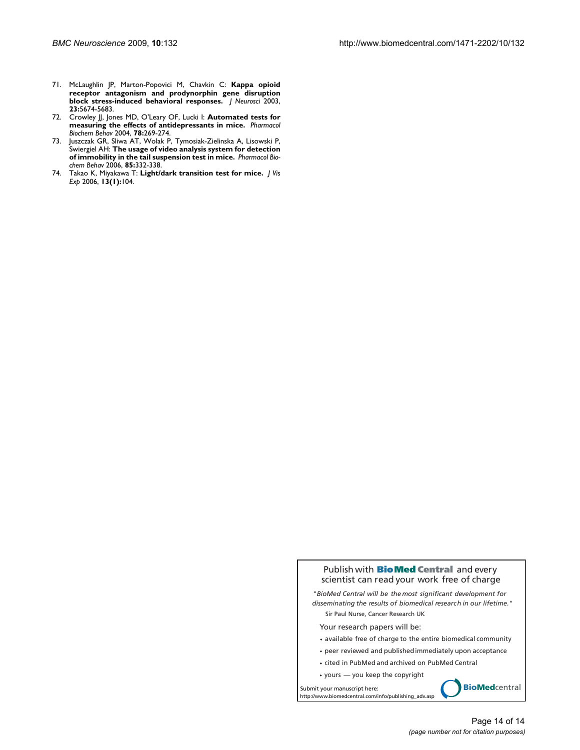71. McLaughlin JP, Marton-Popovici M, Chavkin C: **Kappa opioid receptor antagonism and prodynorphin gene disruption block stress-induced behavioral responses.** *J Neurosci* 2003, **23:**5674-5683.
72. Crowley JJ, Jones MD, O'Leary OF, Lucki I: **Automated tests for measuring the effects of antidepressants in mice.** *Pharmacol Biochem Behav* 2004, **78:**269-274.
73. Juszczak GR, Sliwa AT, Wolak P, Tymosiak-Zielinska A, Lisowski P, Swiergiel AH: **The usage of video analysis system for detection of immobility in the tail suspension test in mice.** *Pharmacol Biochem Behav* 2006, **85:**332-338.
74. Takao K, Miyakawa T: **Light/dark transition test for mice.** *J Vis Exp* 2006, **13(1):**104.

Publish with **BioMed Central** and every scientist can read your work free of charge

*"BioMed Central will be the most significant development for disseminating the results of biomedical research in our lifetime."*

Sir Paul Nurse, Cancer Research UK

Your research papers will be:

- available free of charge to the entire biomedical community
- peer reviewed and published immediately upon acceptance
- cited in PubMed and archived on PubMed Central
- yours — you keep the copyright

Submit your manuscript here:
http://www.biomedcentral.com/info/publishing_adv.asp

**BioMed**central